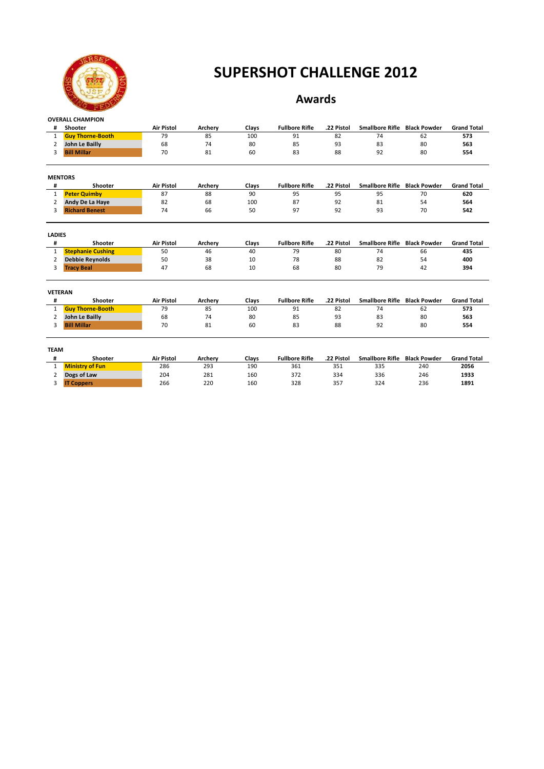# SUPERSHOT CHALLENGE 2012

## Awards

**OVERALL CHAMPION**

| # | Shooter | Air Pistol | Archery | Clays | Fullbore Rifle | .22 Pistol | Smallbore Rifle | Black Powder | Grand Total |
|---|---|---|---|---|---|---|---|---|---|
| 1 | **Guy Thorne-Booth** | 79 | 85 | 100 | 91 | 82 | 74 | 62 | **573** |
| 2 | **John Le Bailly** | 68 | 74 | 80 | 85 | 93 | 83 | 80 | **563** |
| 3 | **Bill Millar** | 70 | 81 | 60 | 83 | 88 | 92 | 80 | **554** |

**MENTORS**

| # | Shooter | Air Pistol | Archery | Clays | Fullbore Rifle | .22 Pistol | Smallbore Rifle | Black Powder | Grand Total |
|---|---|---|---|---|---|---|---|---|---|
| 1 | **Peter Quimby** | 87 | 88 | 90 | 95 | 95 | 95 | 70 | **620** |
| 2 | **Andy De La Haye** | 82 | 68 | 100 | 87 | 92 | 81 | 54 | **564** |
| 3 | **Richard Benest** | 74 | 66 | 50 | 97 | 92 | 93 | 70 | **542** |

**LADIES**

| # | Shooter | Air Pistol | Archery | Clays | Fullbore Rifle | .22 Pistol | Smallbore Rifle | Black Powder | Grand Total |
|---|---|---|---|---|---|---|---|---|---|
| 1 | **Stephanie Cushing** | 50 | 46 | 40 | 79 | 80 | 74 | 66 | **435** |
| 2 | **Debbie Reynolds** | 50 | 38 | 10 | 78 | 88 | 82 | 54 | **400** |
| 3 | **Tracy Beal** | 47 | 68 | 10 | 68 | 80 | 79 | 42 | **394** |

**VETERAN**

| # | Shooter | Air Pistol | Archery | Clays | Fullbore Rifle | .22 Pistol | Smallbore Rifle | Black Powder | Grand Total |
|---|---|---|---|---|---|---|---|---|---|
| 1 | **Guy Thorne-Booth** | 79 | 85 | 100 | 91 | 82 | 74 | 62 | **573** |
| 2 | **John Le Bailly** | 68 | 74 | 80 | 85 | 93 | 83 | 80 | **563** |
| 3 | **Bill Millar** | 70 | 81 | 60 | 83 | 88 | 92 | 80 | **554** |

**TEAM**

| # | Shooter | Air Pistol | Archery | Clays | Fullbore Rifle | .22 Pistol | Smallbore Rifle | Black Powder | Grand Total |
|---|---|---|---|---|---|---|---|---|---|
| 1 | **Ministry of Fun** | 286 | 293 | 190 | 361 | 351 | 335 | 240 | **2056** |
| 2 | **Dogs of Law** | 204 | 281 | 160 | 372 | 334 | 336 | 246 | **1933** |
| 3 | **IT Coppers** | 266 | 220 | 160 | 328 | 357 | 324 | 236 | **1891** |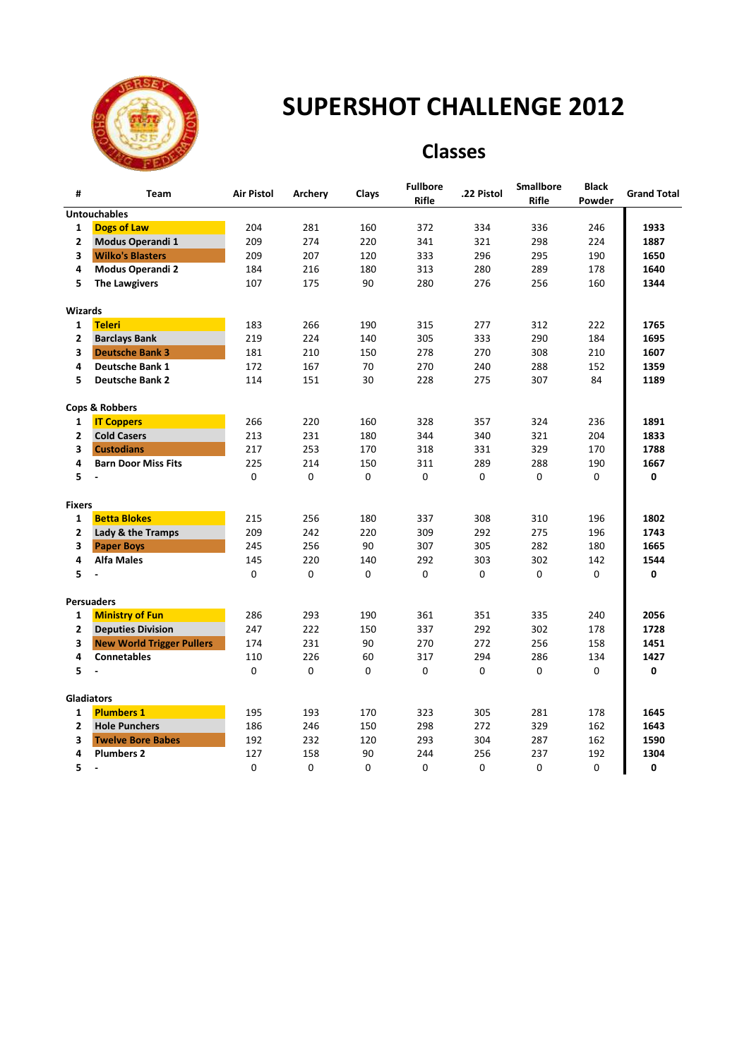# SUPERSHOT CHALLENGE 2012

## Classes

| # | Team | Air Pistol | Archery | Clays | Fullbore Rifle | .22 Pistol | Smallbore Rifle | Black Powder | Grand Total |
|---|---|---|---|---|---|---|---|---|---|
| **Untouchables** | | | | | | | | | |
| **1** | **Dogs of Law** | 204 | 281 | 160 | 372 | 334 | 336 | 246 | **1933** |
| **2** | **Modus Operandi 1** | 209 | 274 | 220 | 341 | 321 | 298 | 224 | **1887** |
| **3** | **Wilko's Blasters** | 209 | 207 | 120 | 333 | 296 | 295 | 190 | **1650** |
| **4** | **Modus Operandi 2** | 184 | 216 | 180 | 313 | 280 | 289 | 178 | **1640** |
| **5** | **The Lawgivers** | 107 | 175 | 90 | 280 | 276 | 256 | 160 | **1344** |
| **Wizards** | | | | | | | | | |
| **1** | **Teleri** | 183 | 266 | 190 | 315 | 277 | 312 | 222 | **1765** |
| **2** | **Barclays Bank** | 219 | 224 | 140 | 305 | 333 | 290 | 184 | **1695** |
| **3** | **Deutsche Bank 3** | 181 | 210 | 150 | 278 | 270 | 308 | 210 | **1607** |
| **4** | **Deutsche Bank 1** | 172 | 167 | 70 | 270 | 240 | 288 | 152 | **1359** |
| **5** | **Deutsche Bank 2** | 114 | 151 | 30 | 228 | 275 | 307 | 84 | **1189** |
| **Cops & Robbers** | | | | | | | | | |
| **1** | **IT Coppers** | 266 | 220 | 160 | 328 | 357 | 324 | 236 | **1891** |
| **2** | **Cold Casers** | 213 | 231 | 180 | 344 | 340 | 321 | 204 | **1833** |
| **3** | **Custodians** | 217 | 253 | 170 | 318 | 331 | 329 | 170 | **1788** |
| **4** | **Barn Door Miss Fits** | 225 | 214 | 150 | 311 | 289 | 288 | 190 | **1667** |
| **5** | **-** | 0 | 0 | 0 | 0 | 0 | 0 | 0 | **0** |
| **Fixers** | | | | | | | | | |
| **1** | **Betta Blokes** | 215 | 256 | 180 | 337 | 308 | 310 | 196 | **1802** |
| **2** | **Lady & the Tramps** | 209 | 242 | 220 | 309 | 292 | 275 | 196 | **1743** |
| **3** | **Paper Boys** | 245 | 256 | 90 | 307 | 305 | 282 | 180 | **1665** |
| **4** | **Alfa Males** | 145 | 220 | 140 | 292 | 303 | 302 | 142 | **1544** |
| **5** | **-** | 0 | 0 | 0 | 0 | 0 | 0 | 0 | **0** |
| **Persuaders** | | | | | | | | | |
| **1** | **Ministry of Fun** | 286 | 293 | 190 | 361 | 351 | 335 | 240 | **2056** |
| **2** | **Deputies Division** | 247 | 222 | 150 | 337 | 292 | 302 | 178 | **1728** |
| **3** | **New World Trigger Pullers** | 174 | 231 | 90 | 270 | 272 | 256 | 158 | **1451** |
| **4** | **Connetables** | 110 | 226 | 60 | 317 | 294 | 286 | 134 | **1427** |
| **5** | **-** | 0 | 0 | 0 | 0 | 0 | 0 | 0 | **0** |
| **Gladiators** | | | | | | | | | |
| **1** | **Plumbers 1** | 195 | 193 | 170 | 323 | 305 | 281 | 178 | **1645** |
| **2** | **Hole Punchers** | 186 | 246 | 150 | 298 | 272 | 329 | 162 | **1643** |
| **3** | **Twelve Bore Babes** | 192 | 232 | 120 | 293 | 304 | 287 | 162 | **1590** |
| **4** | **Plumbers 2** | 127 | 158 | 90 | 244 | 256 | 237 | 192 | **1304** |
| **5** | **-** | 0 | 0 | 0 | 0 | 0 | 0 | 0 | **0** |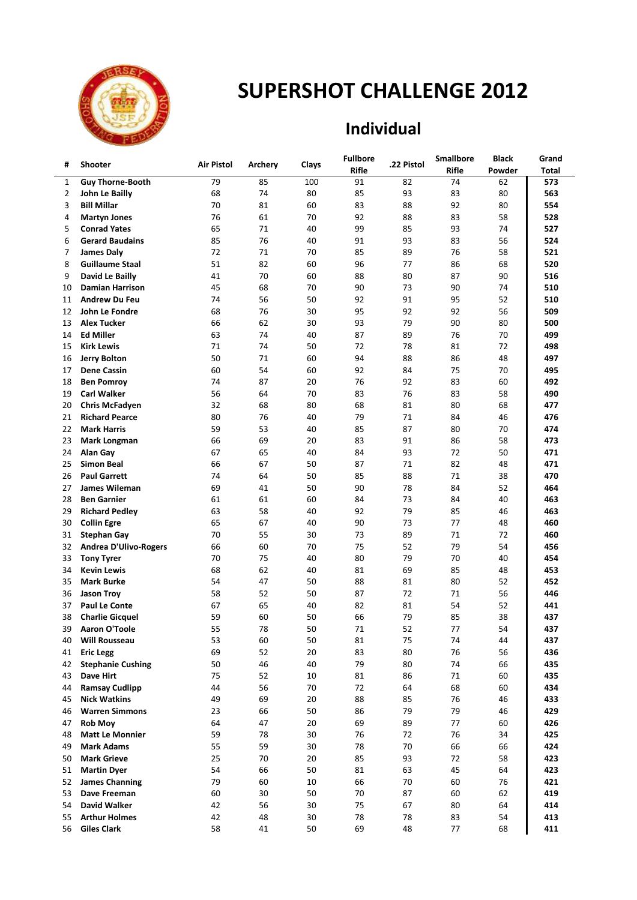# SUPERSHOT CHALLENGE 2012

## Individual

| # | Shooter | Air Pistol | Archery | Clays | Fullbore Rifle | .22 Pistol | Smallbore Rifle | Black Powder | Grand Total |
|---|---|---|---|---|---|---|---|---|---|
| 1 | **Guy Thorne-Booth** | 79 | 85 | 100 | 91 | 82 | 74 | 62 | **573** |
| 2 | **John Le Bailly** | 68 | 74 | 80 | 85 | 93 | 83 | 80 | **563** |
| 3 | **Bill Millar** | 70 | 81 | 60 | 83 | 88 | 92 | 80 | **554** |
| 4 | **Martyn Jones** | 76 | 61 | 70 | 92 | 88 | 83 | 58 | **528** |
| 5 | **Conrad Yates** | 65 | 71 | 40 | 99 | 85 | 93 | 74 | **527** |
| 6 | **Gerard Baudains** | 85 | 76 | 40 | 91 | 93 | 83 | 56 | **524** |
| 7 | **James Daly** | 72 | 71 | 70 | 85 | 89 | 76 | 58 | **521** |
| 8 | **Guillaume Staal** | 51 | 82 | 60 | 96 | 77 | 86 | 68 | **520** |
| 9 | **David Le Bailly** | 41 | 70 | 60 | 88 | 80 | 87 | 90 | **516** |
| 10 | **Damian Harrison** | 45 | 68 | 70 | 90 | 73 | 90 | 74 | **510** |
| 11 | **Andrew Du Feu** | 74 | 56 | 50 | 92 | 91 | 95 | 52 | **510** |
| 12 | **John Le Fondre** | 68 | 76 | 30 | 95 | 92 | 92 | 56 | **509** |
| 13 | **Alex Tucker** | 66 | 62 | 30 | 93 | 79 | 90 | 80 | **500** |
| 14 | **Ed Miller** | 63 | 74 | 40 | 87 | 89 | 76 | 70 | **499** |
| 15 | **Kirk Lewis** | 71 | 74 | 50 | 72 | 78 | 81 | 72 | **498** |
| 16 | **Jerry Bolton** | 50 | 71 | 60 | 94 | 88 | 86 | 48 | **497** |
| 17 | **Dene Cassin** | 60 | 54 | 60 | 92 | 84 | 75 | 70 | **495** |
| 18 | **Ben Pomroy** | 74 | 87 | 20 | 76 | 92 | 83 | 60 | **492** |
| 19 | **Carl Walker** | 56 | 64 | 70 | 83 | 76 | 83 | 58 | **490** |
| 20 | **Chris McFadyen** | 32 | 68 | 80 | 68 | 81 | 80 | 68 | **477** |
| 21 | **Richard Pearce** | 80 | 76 | 40 | 79 | 71 | 84 | 46 | **476** |
| 22 | **Mark Harris** | 59 | 53 | 40 | 85 | 87 | 80 | 70 | **474** |
| 23 | **Mark Longman** | 66 | 69 | 20 | 83 | 91 | 86 | 58 | **473** |
| 24 | **Alan Gay** | 67 | 65 | 40 | 84 | 93 | 72 | 50 | **471** |
| 25 | **Simon Beal** | 66 | 67 | 50 | 87 | 71 | 82 | 48 | **471** |
| 26 | **Paul Garrett** | 74 | 64 | 50 | 85 | 88 | 71 | 38 | **470** |
| 27 | **James Wileman** | 69 | 41 | 50 | 90 | 78 | 84 | 52 | **464** |
| 28 | **Ben Garnier** | 61 | 61 | 60 | 84 | 73 | 84 | 40 | **463** |
| 29 | **Richard Pedley** | 63 | 58 | 40 | 92 | 79 | 85 | 46 | **463** |
| 30 | **Collin Egre** | 65 | 67 | 40 | 90 | 73 | 77 | 48 | **460** |
| 31 | **Stephan Gay** | 70 | 55 | 30 | 73 | 89 | 71 | 72 | **460** |
| 32 | **Andrea D'Ulivo-Rogers** | 66 | 60 | 70 | 75 | 52 | 79 | 54 | **456** |
| 33 | **Tony Tyrer** | 70 | 75 | 40 | 80 | 79 | 70 | 40 | **454** |
| 34 | **Kevin Lewis** | 68 | 62 | 40 | 81 | 69 | 85 | 48 | **453** |
| 35 | **Mark Burke** | 54 | 47 | 50 | 88 | 81 | 80 | 52 | **452** |
| 36 | **Jason Troy** | 58 | 52 | 50 | 87 | 72 | 71 | 56 | **446** |
| 37 | **Paul Le Conte** | 67 | 65 | 40 | 82 | 81 | 54 | 52 | **441** |
| 38 | **Charlie Gicquel** | 59 | 60 | 50 | 66 | 79 | 85 | 38 | **437** |
| 39 | **Aaron O'Toole** | 55 | 78 | 50 | 71 | 52 | 77 | 54 | **437** |
| 40 | **Will Rousseau** | 53 | 60 | 50 | 81 | 75 | 74 | 44 | **437** |
| 41 | **Eric Legg** | 69 | 52 | 20 | 83 | 80 | 76 | 56 | **436** |
| 42 | **Stephanie Cushing** | 50 | 46 | 40 | 79 | 80 | 74 | 66 | **435** |
| 43 | **Dave Hirt** | 75 | 52 | 10 | 81 | 86 | 71 | 60 | **435** |
| 44 | **Ramsay Cudlipp** | 44 | 56 | 70 | 72 | 64 | 68 | 60 | **434** |
| 45 | **Nick Watkins** | 49 | 69 | 20 | 88 | 85 | 76 | 46 | **433** |
| 46 | **Warren Simmons** | 23 | 66 | 50 | 86 | 79 | 79 | 46 | **429** |
| 47 | **Rob Moy** | 64 | 47 | 20 | 69 | 89 | 77 | 60 | **426** |
| 48 | **Matt Le Monnier** | 59 | 78 | 30 | 76 | 72 | 76 | 34 | **425** |
| 49 | **Mark Adams** | 55 | 59 | 30 | 78 | 70 | 66 | 66 | **424** |
| 50 | **Mark Grieve** | 25 | 70 | 20 | 85 | 93 | 72 | 58 | **423** |
| 51 | **Martin Dyer** | 54 | 66 | 50 | 81 | 63 | 45 | 64 | **423** |
| 52 | **James Channing** | 79 | 60 | 10 | 66 | 70 | 60 | 76 | **421** |
| 53 | **Dave Freeman** | 60 | 30 | 50 | 70 | 87 | 60 | 62 | **419** |
| 54 | **David Walker** | 42 | 56 | 30 | 75 | 67 | 80 | 64 | **414** |
| 55 | **Arthur Holmes** | 42 | 48 | 30 | 78 | 78 | 83 | 54 | **413** |
| 56 | **Giles Clark** | 58 | 41 | 50 | 69 | 48 | 77 | 68 | **411** |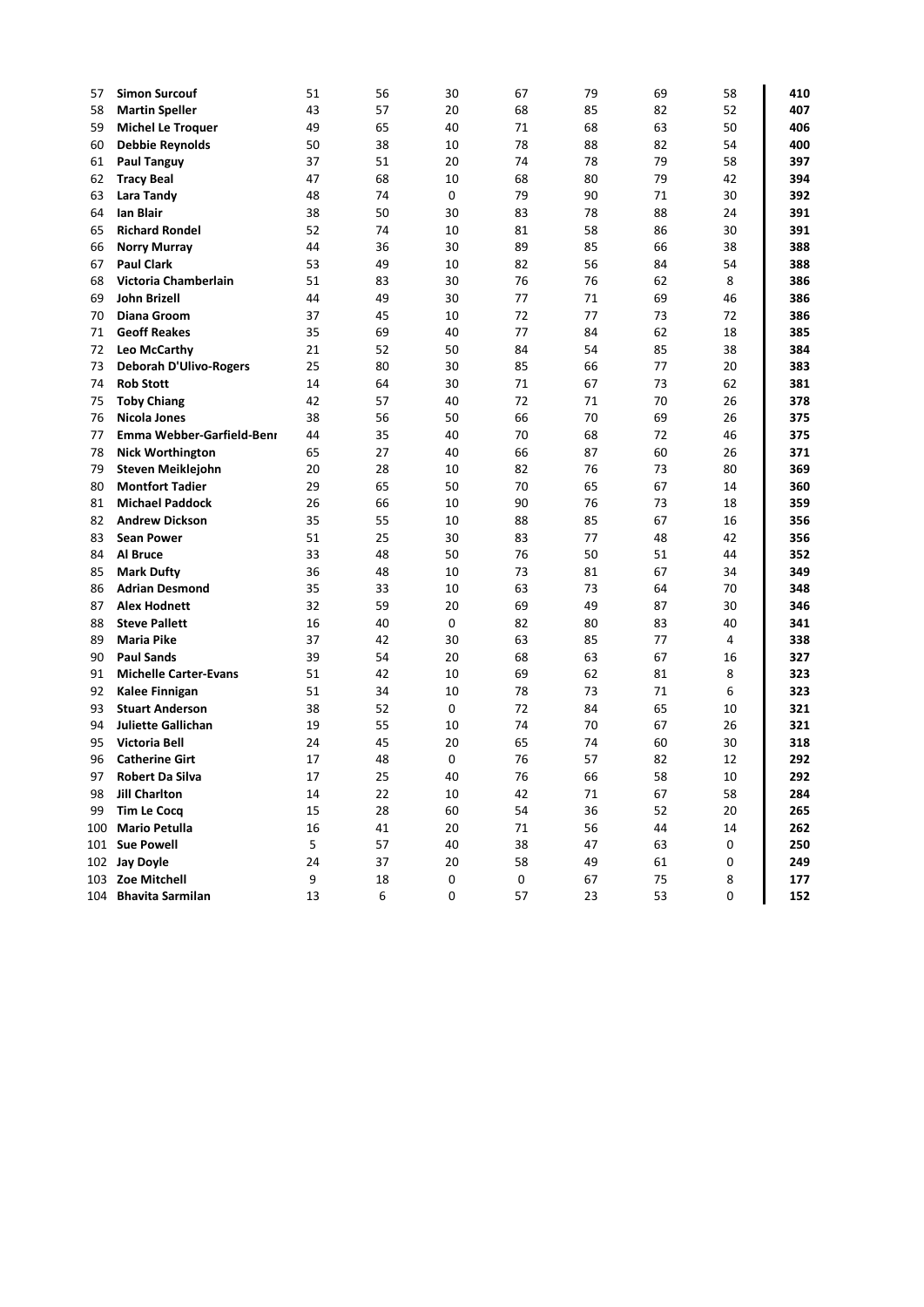| | | | | | | | | | |
|---|---|---|---|---|---|---|---|---|---|
| 57 | **Simon Surcouf** | 51 | 56 | 30 | 67 | 79 | 69 | 58 | **410** |
| 58 | **Martin Speller** | 43 | 57 | 20 | 68 | 85 | 82 | 52 | **407** |
| 59 | **Michel Le Troquer** | 49 | 65 | 40 | 71 | 68 | 63 | 50 | **406** |
| 60 | **Debbie Reynolds** | 50 | 38 | 10 | 78 | 88 | 82 | 54 | **400** |
| 61 | **Paul Tanguy** | 37 | 51 | 20 | 74 | 78 | 79 | 58 | **397** |
| 62 | **Tracy Beal** | 47 | 68 | 10 | 68 | 80 | 79 | 42 | **394** |
| 63 | **Lara Tandy** | 48 | 74 | 0 | 79 | 90 | 71 | 30 | **392** |
| 64 | **Ian Blair** | 38 | 50 | 30 | 83 | 78 | 88 | 24 | **391** |
| 65 | **Richard Rondel** | 52 | 74 | 10 | 81 | 58 | 86 | 30 | **391** |
| 66 | **Norry Murray** | 44 | 36 | 30 | 89 | 85 | 66 | 38 | **388** |
| 67 | **Paul Clark** | 53 | 49 | 10 | 82 | 56 | 84 | 54 | **388** |
| 68 | **Victoria Chamberlain** | 51 | 83 | 30 | 76 | 76 | 62 | 8 | **386** |
| 69 | **John Brizell** | 44 | 49 | 30 | 77 | 71 | 69 | 46 | **386** |
| 70 | **Diana Groom** | 37 | 45 | 10 | 72 | 77 | 73 | 72 | **386** |
| 71 | **Geoff Reakes** | 35 | 69 | 40 | 77 | 84 | 62 | 18 | **385** |
| 72 | **Leo McCarthy** | 21 | 52 | 50 | 84 | 54 | 85 | 38 | **384** |
| 73 | **Deborah D'Ulivo-Rogers** | 25 | 80 | 30 | 85 | 66 | 77 | 20 | **383** |
| 74 | **Rob Stott** | 14 | 64 | 30 | 71 | 67 | 73 | 62 | **381** |
| 75 | **Toby Chiang** | 42 | 57 | 40 | 72 | 71 | 70 | 26 | **378** |
| 76 | **Nicola Jones** | 38 | 56 | 50 | 66 | 70 | 69 | 26 | **375** |
| 77 | **Emma Webber-Garfield-Benn** | 44 | 35 | 40 | 70 | 68 | 72 | 46 | **375** |
| 78 | **Nick Worthington** | 65 | 27 | 40 | 66 | 87 | 60 | 26 | **371** |
| 79 | **Steven Meiklejohn** | 20 | 28 | 10 | 82 | 76 | 73 | 80 | **369** |
| 80 | **Montfort Tadier** | 29 | 65 | 50 | 70 | 65 | 67 | 14 | **360** |
| 81 | **Michael Paddock** | 26 | 66 | 10 | 90 | 76 | 73 | 18 | **359** |
| 82 | **Andrew Dickson** | 35 | 55 | 10 | 88 | 85 | 67 | 16 | **356** |
| 83 | **Sean Power** | 51 | 25 | 30 | 83 | 77 | 48 | 42 | **356** |
| 84 | **Al Bruce** | 33 | 48 | 50 | 76 | 50 | 51 | 44 | **352** |
| 85 | **Mark Dufty** | 36 | 48 | 10 | 73 | 81 | 67 | 34 | **349** |
| 86 | **Adrian Desmond** | 35 | 33 | 10 | 63 | 73 | 64 | 70 | **348** |
| 87 | **Alex Hodnett** | 32 | 59 | 20 | 69 | 49 | 87 | 30 | **346** |
| 88 | **Steve Pallett** | 16 | 40 | 0 | 82 | 80 | 83 | 40 | **341** |
| 89 | **Maria Pike** | 37 | 42 | 30 | 63 | 85 | 77 | 4 | **338** |
| 90 | **Paul Sands** | 39 | 54 | 20 | 68 | 63 | 67 | 16 | **327** |
| 91 | **Michelle Carter-Evans** | 51 | 42 | 10 | 69 | 62 | 81 | 8 | **323** |
| 92 | **Kalee Finnigan** | 51 | 34 | 10 | 78 | 73 | 71 | 6 | **323** |
| 93 | **Stuart Anderson** | 38 | 52 | 0 | 72 | 84 | 65 | 10 | **321** |
| 94 | **Juliette Gallichan** | 19 | 55 | 10 | 74 | 70 | 67 | 26 | **321** |
| 95 | **Victoria Bell** | 24 | 45 | 20 | 65 | 74 | 60 | 30 | **318** |
| 96 | **Catherine Girt** | 17 | 48 | 0 | 76 | 57 | 82 | 12 | **292** |
| 97 | **Robert Da Silva** | 17 | 25 | 40 | 76 | 66 | 58 | 10 | **292** |
| 98 | **Jill Charlton** | 14 | 22 | 10 | 42 | 71 | 67 | 58 | **284** |
| 99 | **Tim Le Cocq** | 15 | 28 | 60 | 54 | 36 | 52 | 20 | **265** |
| 100 | **Mario Petulla** | 16 | 41 | 20 | 71 | 56 | 44 | 14 | **262** |
| 101 | **Sue Powell** | 5 | 57 | 40 | 38 | 47 | 63 | 0 | **250** |
| 102 | **Jay Doyle** | 24 | 37 | 20 | 58 | 49 | 61 | 0 | **249** |
| 103 | **Zoe Mitchell** | 9 | 18 | 0 | 0 | 67 | 75 | 8 | **177** |
| 104 | **Bhavita Sarmilan** | 13 | 6 | 0 | 57 | 23 | 53 | 0 | **152** |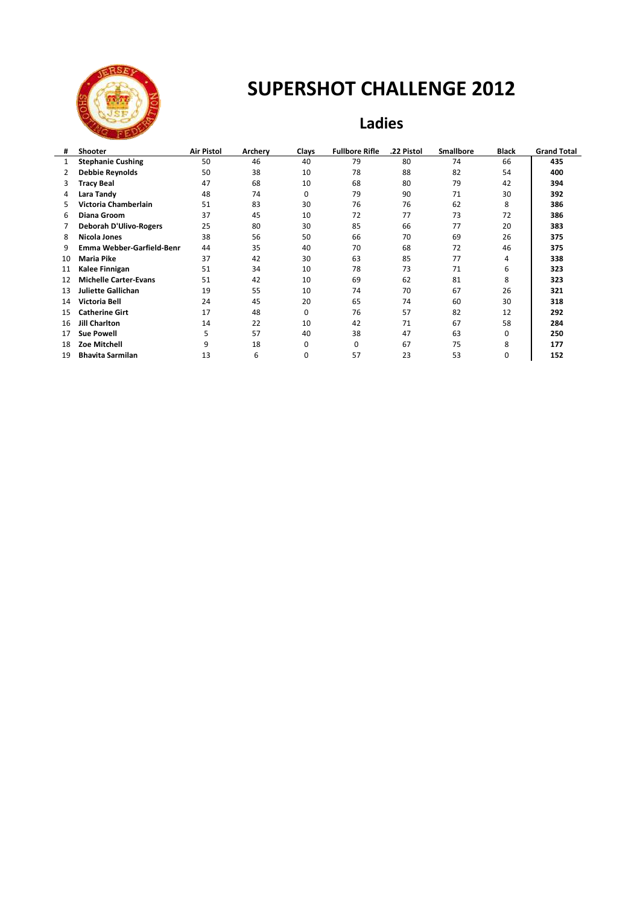# SUPERSHOT CHALLENGE 2012

## Ladies

| # | Shooter | Air Pistol | Archery | Clays | Fullbore Rifle | .22 Pistol | Smallbore | Black | Grand Total |
|---|---|---|---|---|---|---|---|---|---|
| 1 | **Stephanie Cushing** | 50 | 46 | 40 | 79 | 80 | 74 | 66 | **435** |
| 2 | **Debbie Reynolds** | 50 | 38 | 10 | 78 | 88 | 82 | 54 | **400** |
| 3 | **Tracy Beal** | 47 | 68 | 10 | 68 | 80 | 79 | 42 | **394** |
| 4 | **Lara Tandy** | 48 | 74 | 0 | 79 | 90 | 71 | 30 | **392** |
| 5 | **Victoria Chamberlain** | 51 | 83 | 30 | 76 | 76 | 62 | 8 | **386** |
| 6 | **Diana Groom** | 37 | 45 | 10 | 72 | 77 | 73 | 72 | **386** |
| 7 | **Deborah D'Ulivo-Rogers** | 25 | 80 | 30 | 85 | 66 | 77 | 20 | **383** |
| 8 | **Nicola Jones** | 38 | 56 | 50 | 66 | 70 | 69 | 26 | **375** |
| 9 | **Emma Webber-Garfield-Benr** | 44 | 35 | 40 | 70 | 68 | 72 | 46 | **375** |
| 10 | **Maria Pike** | 37 | 42 | 30 | 63 | 85 | 77 | 4 | **338** |
| 11 | **Kalee Finnigan** | 51 | 34 | 10 | 78 | 73 | 71 | 6 | **323** |
| 12 | **Michelle Carter-Evans** | 51 | 42 | 10 | 69 | 62 | 81 | 8 | **323** |
| 13 | **Juliette Gallichan** | 19 | 55 | 10 | 74 | 70 | 67 | 26 | **321** |
| 14 | **Victoria Bell** | 24 | 45 | 20 | 65 | 74 | 60 | 30 | **318** |
| 15 | **Catherine Girt** | 17 | 48 | 0 | 76 | 57 | 82 | 12 | **292** |
| 16 | **Jill Charlton** | 14 | 22 | 10 | 42 | 71 | 67 | 58 | **284** |
| 17 | **Sue Powell** | 5 | 57 | 40 | 38 | 47 | 63 | 0 | **250** |
| 18 | **Zoe Mitchell** | 9 | 18 | 0 | 0 | 67 | 75 | 8 | **177** |
| 19 | **Bhavita Sarmilan** | 13 | 6 | 0 | 57 | 23 | 53 | 0 | **152** |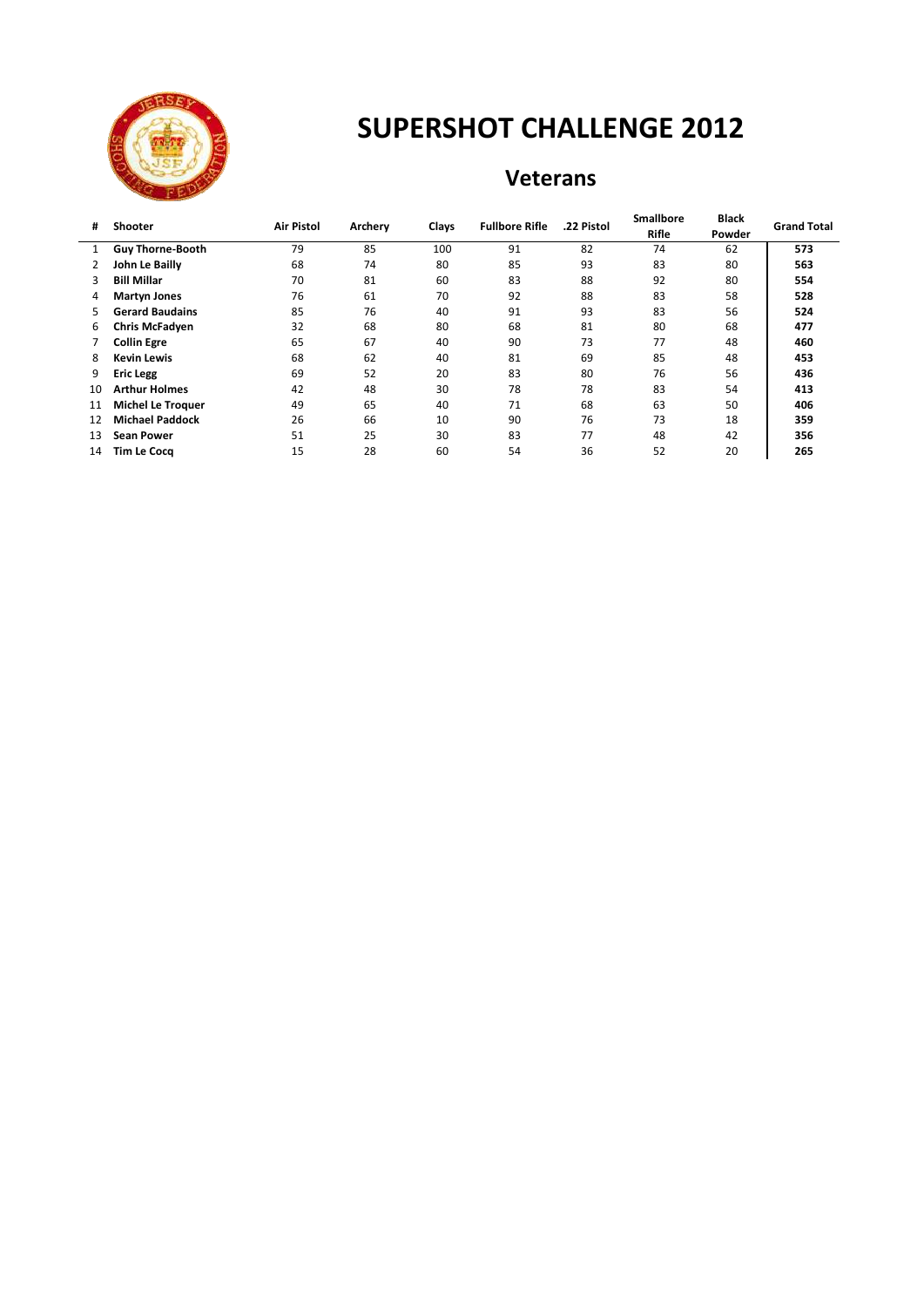# SUPERSHOT CHALLENGE 2012

## Veterans

| # | Shooter | Air Pistol | Archery | Clays | Fullbore Rifle | .22 Pistol | Smallbore Rifle | Black Powder | Grand Total |
|---|---|---|---|---|---|---|---|---|---|
| 1 | **Guy Thorne-Booth** | 79 | 85 | 100 | 91 | 82 | 74 | 62 | **573** |
| 2 | **John Le Bailly** | 68 | 74 | 80 | 85 | 93 | 83 | 80 | **563** |
| 3 | **Bill Millar** | 70 | 81 | 60 | 83 | 88 | 92 | 80 | **554** |
| 4 | **Martyn Jones** | 76 | 61 | 70 | 92 | 88 | 83 | 58 | **528** |
| 5 | **Gerard Baudains** | 85 | 76 | 40 | 91 | 93 | 83 | 56 | **524** |
| 6 | **Chris McFadyen** | 32 | 68 | 80 | 68 | 81 | 80 | 68 | **477** |
| 7 | **Collin Egre** | 65 | 67 | 40 | 90 | 73 | 77 | 48 | **460** |
| 8 | **Kevin Lewis** | 68 | 62 | 40 | 81 | 69 | 85 | 48 | **453** |
| 9 | **Eric Legg** | 69 | 52 | 20 | 83 | 80 | 76 | 56 | **436** |
| 10 | **Arthur Holmes** | 42 | 48 | 30 | 78 | 78 | 83 | 54 | **413** |
| 11 | **Michel Le Troquer** | 49 | 65 | 40 | 71 | 68 | 63 | 50 | **406** |
| 12 | **Michael Paddock** | 26 | 66 | 10 | 90 | 76 | 73 | 18 | **359** |
| 13 | **Sean Power** | 51 | 25 | 30 | 83 | 77 | 48 | 42 | **356** |
| 14 | **Tim Le Cocq** | 15 | 28 | 60 | 54 | 36 | 52 | 20 | **265** |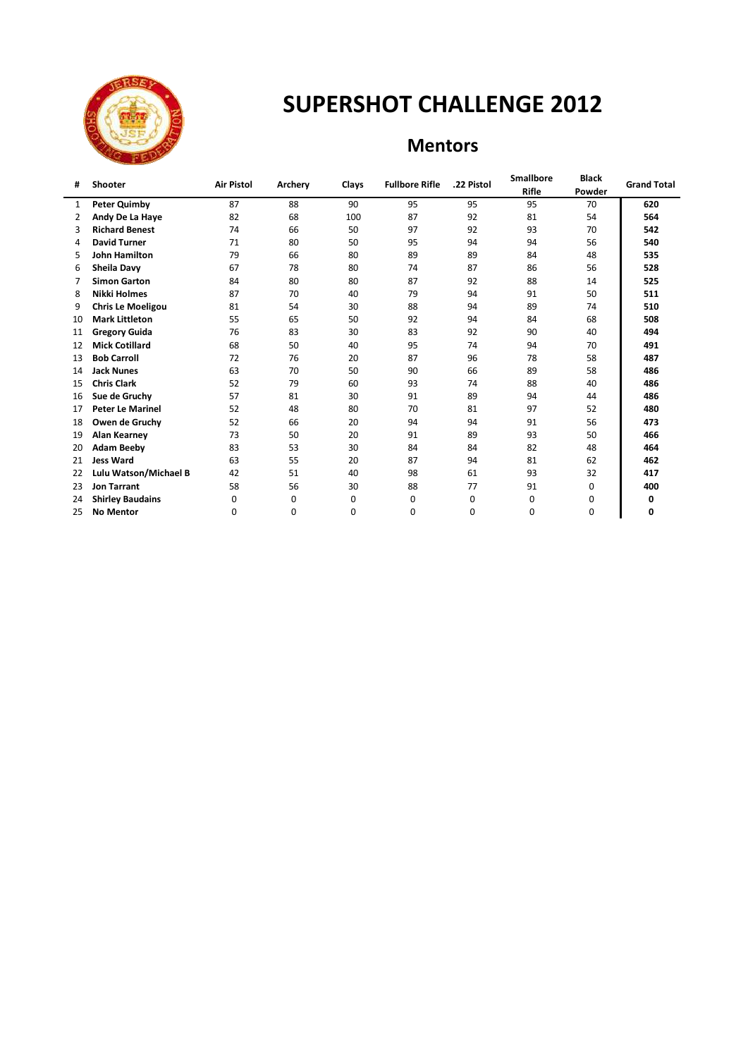# SUPERSHOT CHALLENGE 2012

## Mentors

| # | Shooter | Air Pistol | Archery | Clays | Fullbore Rifle | .22 Pistol | Smallbore Rifle | Black Powder | Grand Total |
|---|---|---|---|---|---|---|---|---|---|
| 1 | **Peter Quimby** | 87 | 88 | 90 | 95 | 95 | 95 | 70 | **620** |
| 2 | **Andy De La Haye** | 82 | 68 | 100 | 87 | 92 | 81 | 54 | **564** |
| 3 | **Richard Benest** | 74 | 66 | 50 | 97 | 92 | 93 | 70 | **542** |
| 4 | **David Turner** | 71 | 80 | 50 | 95 | 94 | 94 | 56 | **540** |
| 5 | **John Hamilton** | 79 | 66 | 80 | 89 | 89 | 84 | 48 | **535** |
| 6 | **Sheila Davy** | 67 | 78 | 80 | 74 | 87 | 86 | 56 | **528** |
| 7 | **Simon Garton** | 84 | 80 | 80 | 87 | 92 | 88 | 14 | **525** |
| 8 | **Nikki Holmes** | 87 | 70 | 40 | 79 | 94 | 91 | 50 | **511** |
| 9 | **Chris Le Moeligou** | 81 | 54 | 30 | 88 | 94 | 89 | 74 | **510** |
| 10 | **Mark Littleton** | 55 | 65 | 50 | 92 | 94 | 84 | 68 | **508** |
| 11 | **Gregory Guida** | 76 | 83 | 30 | 83 | 92 | 90 | 40 | **494** |
| 12 | **Mick Cotillard** | 68 | 50 | 40 | 95 | 74 | 94 | 70 | **491** |
| 13 | **Bob Carroll** | 72 | 76 | 20 | 87 | 96 | 78 | 58 | **487** |
| 14 | **Jack Nunes** | 63 | 70 | 50 | 90 | 66 | 89 | 58 | **486** |
| 15 | **Chris Clark** | 52 | 79 | 60 | 93 | 74 | 88 | 40 | **486** |
| 16 | **Sue de Gruchy** | 57 | 81 | 30 | 91 | 89 | 94 | 44 | **486** |
| 17 | **Peter Le Marinel** | 52 | 48 | 80 | 70 | 81 | 97 | 52 | **480** |
| 18 | **Owen de Gruchy** | 52 | 66 | 20 | 94 | 94 | 91 | 56 | **473** |
| 19 | **Alan Kearney** | 73 | 50 | 20 | 91 | 89 | 93 | 50 | **466** |
| 20 | **Adam Beeby** | 83 | 53 | 30 | 84 | 84 | 82 | 48 | **464** |
| 21 | **Jess Ward** | 63 | 55 | 20 | 87 | 94 | 81 | 62 | **462** |
| 22 | **Lulu Watson/Michael B** | 42 | 51 | 40 | 98 | 61 | 93 | 32 | **417** |
| 23 | **Jon Tarrant** | 58 | 56 | 30 | 88 | 77 | 91 | 0 | **400** |
| 24 | **Shirley Baudains** | 0 | 0 | 0 | 0 | 0 | 0 | 0 | **0** |
| 25 | **No Mentor** | 0 | 0 | 0 | 0 | 0 | 0 | 0 | **0** |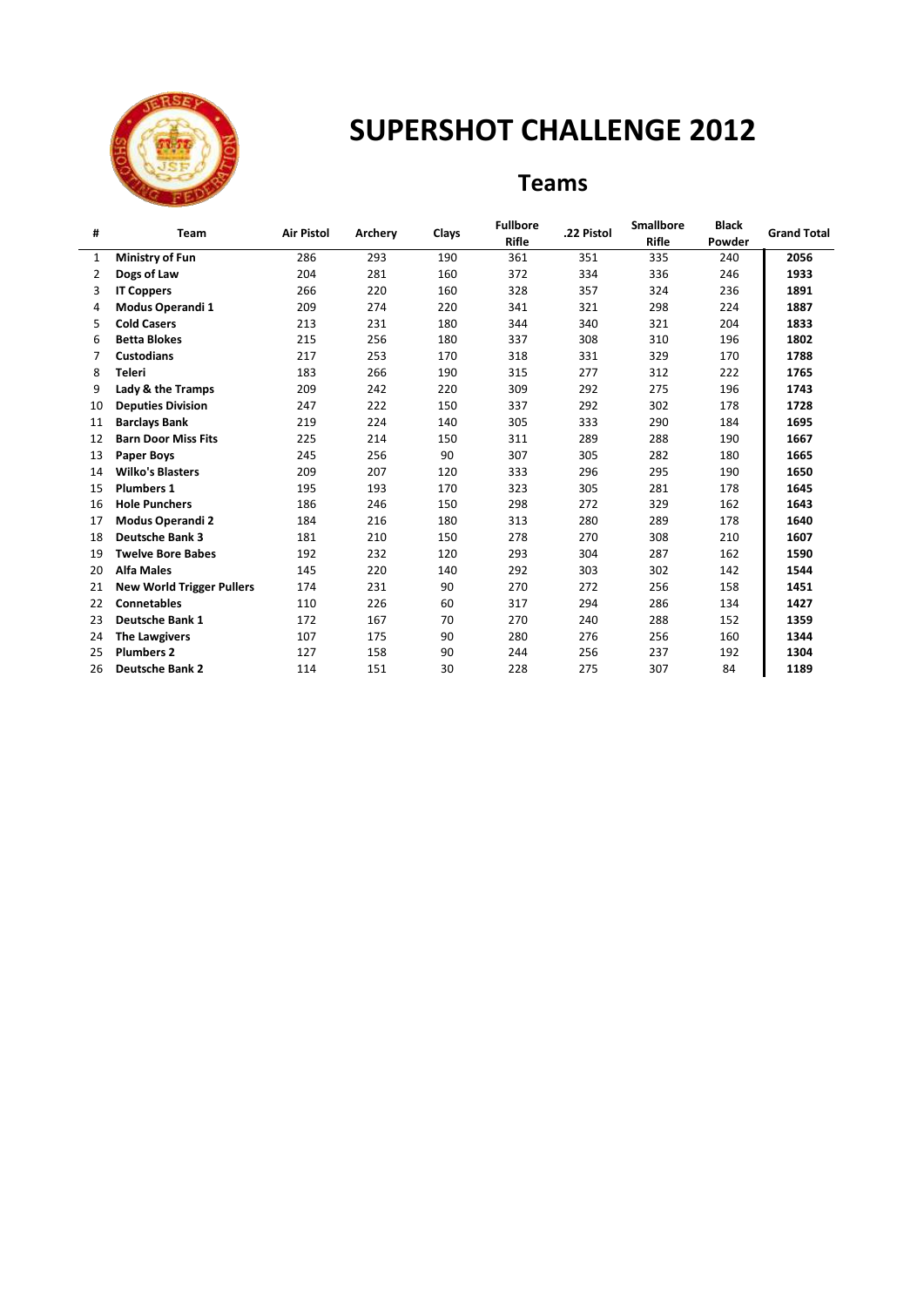# SUPERSHOT CHALLENGE 2012

## Teams

| # | Team | Air Pistol | Archery | Clays | Fullbore Rifle | .22 Pistol | Smallbore Rifle | Black Powder | Grand Total |
|---|---|---|---|---|---|---|---|---|---|
| 1 | **Ministry of Fun** | 286 | 293 | 190 | 361 | 351 | 335 | 240 | **2056** |
| 2 | **Dogs of Law** | 204 | 281 | 160 | 372 | 334 | 336 | 246 | **1933** |
| 3 | **IT Coppers** | 266 | 220 | 160 | 328 | 357 | 324 | 236 | **1891** |
| 4 | **Modus Operandi 1** | 209 | 274 | 220 | 341 | 321 | 298 | 224 | **1887** |
| 5 | **Cold Casers** | 213 | 231 | 180 | 344 | 340 | 321 | 204 | **1833** |
| 6 | **Betta Blokes** | 215 | 256 | 180 | 337 | 308 | 310 | 196 | **1802** |
| 7 | **Custodians** | 217 | 253 | 170 | 318 | 331 | 329 | 170 | **1788** |
| 8 | **Teleri** | 183 | 266 | 190 | 315 | 277 | 312 | 222 | **1765** |
| 9 | **Lady & the Tramps** | 209 | 242 | 220 | 309 | 292 | 275 | 196 | **1743** |
| 10 | **Deputies Division** | 247 | 222 | 150 | 337 | 292 | 302 | 178 | **1728** |
| 11 | **Barclays Bank** | 219 | 224 | 140 | 305 | 333 | 290 | 184 | **1695** |
| 12 | **Barn Door Miss Fits** | 225 | 214 | 150 | 311 | 289 | 288 | 190 | **1667** |
| 13 | **Paper Boys** | 245 | 256 | 90 | 307 | 305 | 282 | 180 | **1665** |
| 14 | **Wilko's Blasters** | 209 | 207 | 120 | 333 | 296 | 295 | 190 | **1650** |
| 15 | **Plumbers 1** | 195 | 193 | 170 | 323 | 305 | 281 | 178 | **1645** |
| 16 | **Hole Punchers** | 186 | 246 | 150 | 298 | 272 | 329 | 162 | **1643** |
| 17 | **Modus Operandi 2** | 184 | 216 | 180 | 313 | 280 | 289 | 178 | **1640** |
| 18 | **Deutsche Bank 3** | 181 | 210 | 150 | 278 | 270 | 308 | 210 | **1607** |
| 19 | **Twelve Bore Babes** | 192 | 232 | 120 | 293 | 304 | 287 | 162 | **1590** |
| 20 | **Alfa Males** | 145 | 220 | 140 | 292 | 303 | 302 | 142 | **1544** |
| 21 | **New World Trigger Pullers** | 174 | 231 | 90 | 270 | 272 | 256 | 158 | **1451** |
| 22 | **Connetables** | 110 | 226 | 60 | 317 | 294 | 286 | 134 | **1427** |
| 23 | **Deutsche Bank 1** | 172 | 167 | 70 | 270 | 240 | 288 | 152 | **1359** |
| 24 | **The Lawgivers** | 107 | 175 | 90 | 280 | 276 | 256 | 160 | **1344** |
| 25 | **Plumbers 2** | 127 | 158 | 90 | 244 | 256 | 237 | 192 | **1304** |
| 26 | **Deutsche Bank 2** | 114 | 151 | 30 | 228 | 275 | 307 | 84 | **1189** |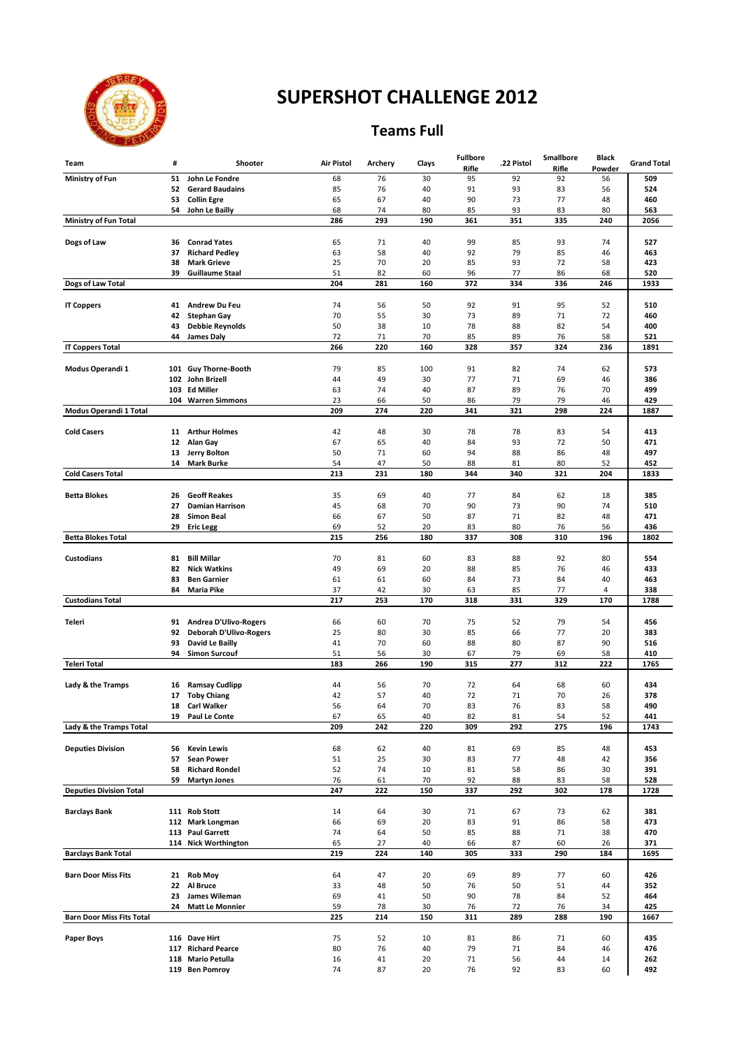# SUPERSHOT CHALLENGE 2012

## Teams Full

| Team | # | Shooter | Air Pistol | Archery | Clays | Fullbore Rifle | .22 Pistol | Smallbore Rifle | Black Powder | Grand Total |
|---|---|---|---|---|---|---|---|---|---|---|
| **Ministry of Fun** | 51 | **John Le Fondre** | 68 | 76 | 30 | 95 | 92 | 92 | 56 | **509** |
| | 52 | **Gerard Baudains** | 85 | 76 | 40 | 91 | 93 | 83 | 56 | **524** |
| | 53 | **Collin Egre** | 65 | 67 | 40 | 90 | 73 | 77 | 48 | **460** |
| | 54 | **John Le Bailly** | 68 | 74 | 80 | 85 | 93 | 83 | 80 | **563** |
| **Ministry of Fun Total** | | | **286** | **293** | **190** | **361** | **351** | **335** | **240** | **2056** |
| **Dogs of Law** | 36 | **Conrad Yates** | 65 | 71 | 40 | 99 | 85 | 93 | 74 | **527** |
| | 37 | **Richard Pedley** | 63 | 58 | 40 | 92 | 79 | 85 | 46 | **463** |
| | 38 | **Mark Grieve** | 25 | 70 | 20 | 85 | 93 | 72 | 58 | **423** |
| | 39 | **Guillaume Staal** | 51 | 82 | 60 | 96 | 77 | 86 | 68 | **520** |
| **Dogs of Law Total** | | | **204** | **281** | **160** | **372** | **334** | **336** | **246** | **1933** |
| **IT Coppers** | 41 | **Andrew Du Feu** | 74 | 56 | 50 | 92 | 91 | 95 | 52 | **510** |
| | 42 | **Stephan Gay** | 70 | 55 | 30 | 73 | 89 | 71 | 72 | **460** |
| | 43 | **Debbie Reynolds** | 50 | 38 | 10 | 78 | 88 | 82 | 54 | **400** |
| | 44 | **James Daly** | 72 | 71 | 70 | 85 | 89 | 76 | 58 | **521** |
| **IT Coppers Total** | | | **266** | **220** | **160** | **328** | **357** | **324** | **236** | **1891** |
| **Modus Operandi 1** | 101 | **Guy Thorne-Booth** | 79 | 85 | 100 | 91 | 82 | 74 | 62 | **573** |
| | 102 | **John Brizell** | 44 | 49 | 30 | 77 | 71 | 69 | 46 | **386** |
| | 103 | **Ed Miller** | 63 | 74 | 40 | 87 | 89 | 76 | 70 | **499** |
| | 104 | **Warren Simmons** | 23 | 66 | 50 | 86 | 79 | 79 | 46 | **429** |
| **Modus Operandi 1 Total** | | | **209** | **274** | **220** | **341** | **321** | **298** | **224** | **1887** |
| **Cold Casers** | 11 | **Arthur Holmes** | 42 | 48 | 30 | 78 | 78 | 83 | 54 | **413** |
| | 12 | **Alan Gay** | 67 | 65 | 40 | 84 | 93 | 72 | 50 | **471** |
| | 13 | **Jerry Bolton** | 50 | 71 | 60 | 94 | 88 | 86 | 48 | **497** |
| | 14 | **Mark Burke** | 54 | 47 | 50 | 88 | 81 | 80 | 52 | **452** |
| **Cold Casers Total** | | | **213** | **231** | **180** | **344** | **340** | **321** | **204** | **1833** |
| **Betta Blokes** | 26 | **Geoff Reakes** | 35 | 69 | 40 | 77 | 84 | 62 | 18 | **385** |
| | 27 | **Damian Harrison** | 45 | 68 | 70 | 90 | 73 | 90 | 74 | **510** |
| | 28 | **Simon Beal** | 66 | 67 | 50 | 87 | 71 | 82 | 48 | **471** |
| | 29 | **Eric Legg** | 69 | 52 | 20 | 83 | 80 | 76 | 56 | **436** |
| **Betta Blokes Total** | | | **215** | **256** | **180** | **337** | **308** | **310** | **196** | **1802** |
| **Custodians** | 81 | **Bill Millar** | 70 | 81 | 60 | 83 | 88 | 92 | 80 | **554** |
| | 82 | **Nick Watkins** | 49 | 69 | 20 | 88 | 85 | 76 | 46 | **433** |
| | 83 | **Ben Garnier** | 61 | 61 | 60 | 84 | 73 | 84 | 40 | **463** |
| | 84 | **Maria Pike** | 37 | 42 | 30 | 63 | 85 | 77 | 4 | **338** |
| **Custodians Total** | | | **217** | **253** | **170** | **318** | **331** | **329** | **170** | **1788** |
| **Teleri** | 91 | **Andrea D'Ulivo-Rogers** | 66 | 60 | 70 | 75 | 52 | 79 | 54 | **456** |
| | 92 | **Deborah D'Ulivo-Rogers** | 25 | 80 | 30 | 85 | 66 | 77 | 20 | **383** |
| | 93 | **David Le Bailly** | 41 | 70 | 60 | 88 | 80 | 87 | 90 | **516** |
| | 94 | **Simon Surcouf** | 51 | 56 | 30 | 67 | 79 | 69 | 58 | **410** |
| **Teleri Total** | | | **183** | **266** | **190** | **315** | **277** | **312** | **222** | **1765** |
| **Lady & the Tramps** | 16 | **Ramsay Cudlipp** | 44 | 56 | 70 | 72 | 64 | 68 | 60 | **434** |
| | 17 | **Toby Chiang** | 42 | 57 | 40 | 72 | 71 | 70 | 26 | **378** |
| | 18 | **Carl Walker** | 56 | 64 | 70 | 83 | 76 | 83 | 58 | **490** |
| | 19 | **Paul Le Conte** | 67 | 65 | 40 | 82 | 81 | 54 | 52 | **441** |
| **Lady & the Tramps Total** | | | **209** | **242** | **220** | **309** | **292** | **275** | **196** | **1743** |
| **Deputies Division** | 56 | **Kevin Lewis** | 68 | 62 | 40 | 81 | 69 | 85 | 48 | **453** |
| | 57 | **Sean Power** | 51 | 25 | 30 | 83 | 77 | 48 | 42 | **356** |
| | 58 | **Richard Rondel** | 52 | 74 | 10 | 81 | 58 | 86 | 30 | **391** |
| | 59 | **Martyn Jones** | 76 | 61 | 70 | 92 | 88 | 83 | 58 | **528** |
| **Deputies Division Total** | | | **247** | **222** | **150** | **337** | **292** | **302** | **178** | **1728** |
| **Barclays Bank** | 111 | **Rob Stott** | 14 | 64 | 30 | 71 | 67 | 73 | 62 | **381** |
| | 112 | **Mark Longman** | 66 | 69 | 20 | 83 | 91 | 86 | 58 | **473** |
| | 113 | **Paul Garrett** | 74 | 64 | 50 | 85 | 88 | 71 | 38 | **470** |
| | 114 | **Nick Worthington** | 65 | 27 | 40 | 66 | 87 | 60 | 26 | **371** |
| **Barclays Bank Total** | | | **219** | **224** | **140** | **305** | **333** | **290** | **184** | **1695** |
| **Barn Door Miss Fits** | 21 | **Rob Moy** | 64 | 47 | 20 | 69 | 89 | 77 | 60 | **426** |
| | 22 | **Al Bruce** | 33 | 48 | 50 | 76 | 50 | 51 | 44 | **352** |
| | 23 | **James Wileman** | 69 | 41 | 50 | 90 | 78 | 84 | 52 | **464** |
| | 24 | **Matt Le Monnier** | 59 | 78 | 30 | 76 | 72 | 76 | 34 | **425** |
| **Barn Door Miss Fits Total** | | | **225** | **214** | **150** | **311** | **289** | **288** | **190** | **1667** |
| **Paper Boys** | 116 | **Dave Hirt** | 75 | 52 | 10 | 81 | 86 | 71 | 60 | **435** |
| | 117 | **Richard Pearce** | 80 | 76 | 40 | 79 | 71 | 84 | 46 | **476** |
| | 118 | **Mario Petulla** | 16 | 41 | 20 | 71 | 56 | 44 | 14 | **262** |
| | 119 | **Ben Pomroy** | 74 | 87 | 20 | 76 | 92 | 83 | 60 | **492** |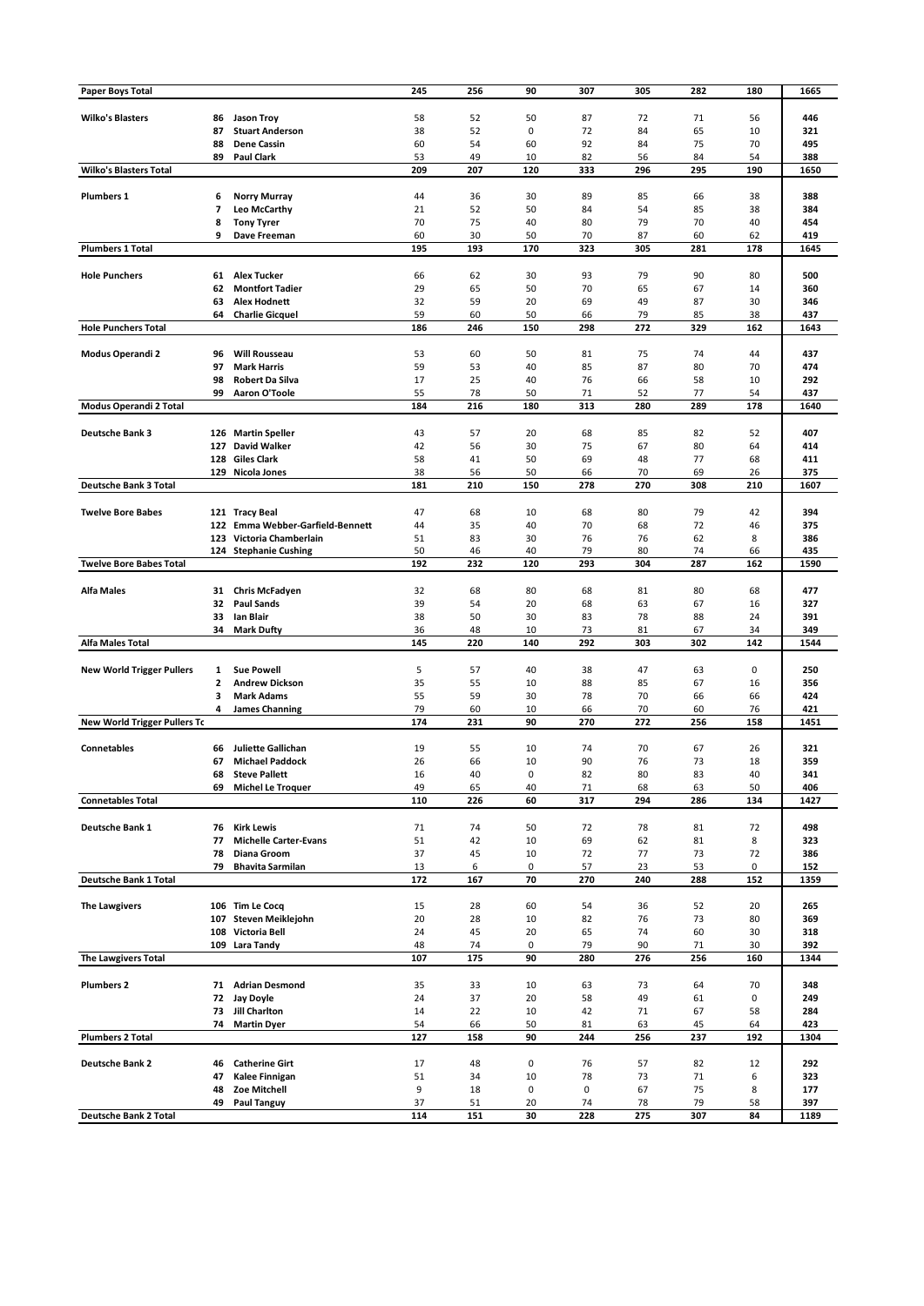| | | | | | | | | | | |
|---|---|---|---|---|---|---|---|---|---|---|
| **Paper Boys Total** | | | **245** | **256** | **90** | **307** | **305** | **282** | **180** | **1665** |
| | | | | | | | | | | |
| **Wilko's Blasters** | **86** | **Jason Troy** | 58 | 52 | 50 | 87 | 72 | 71 | 56 | **446** |
| | **87** | **Stuart Anderson** | 38 | 52 | 0 | 72 | 84 | 65 | 10 | **321** |
| | **88** | **Dene Cassin** | 60 | 54 | 60 | 92 | 84 | 75 | 70 | **495** |
| | **89** | **Paul Clark** | 53 | 49 | 10 | 82 | 56 | 84 | 54 | **388** |
| **Wilko's Blasters Total** | | | **209** | **207** | **120** | **333** | **296** | **295** | **190** | **1650** |
| | | | | | | | | | | |
| **Plumbers 1** | **6** | **Norry Murray** | 44 | 36 | 30 | 89 | 85 | 66 | 38 | **388** |
| | **7** | **Leo McCarthy** | 21 | 52 | 50 | 84 | 54 | 85 | 38 | **384** |
| | **8** | **Tony Tyrer** | 70 | 75 | 40 | 80 | 79 | 70 | 40 | **454** |
| | **9** | **Dave Freeman** | 60 | 30 | 50 | 70 | 87 | 60 | 62 | **419** |
| **Plumbers 1 Total** | | | **195** | **193** | **170** | **323** | **305** | **281** | **178** | **1645** |
| | | | | | | | | | | |
| **Hole Punchers** | **61** | **Alex Tucker** | 66 | 62 | 30 | 93 | 79 | 90 | 80 | **500** |
| | **62** | **Montfort Tadier** | 29 | 65 | 50 | 70 | 65 | 67 | 14 | **360** |
| | **63** | **Alex Hodnett** | 32 | 59 | 20 | 69 | 49 | 87 | 30 | **346** |
| | **64** | **Charlie Gicquel** | 59 | 60 | 50 | 66 | 79 | 85 | 38 | **437** |
| **Hole Punchers Total** | | | **186** | **246** | **150** | **298** | **272** | **329** | **162** | **1643** |
| | | | | | | | | | | |
| **Modus Operandi 2** | **96** | **Will Rousseau** | 53 | 60 | 50 | 81 | 75 | 74 | 44 | **437** |
| | **97** | **Mark Harris** | 59 | 53 | 40 | 85 | 87 | 80 | 70 | **474** |
| | **98** | **Robert Da Silva** | 17 | 25 | 40 | 76 | 66 | 58 | 10 | **292** |
| | **99** | **Aaron O'Toole** | 55 | 78 | 50 | 71 | 52 | 77 | 54 | **437** |
| **Modus Operandi 2 Total** | | | **184** | **216** | **180** | **313** | **280** | **289** | **178** | **1640** |
| | | | | | | | | | | |
| **Deutsche Bank 3** | **126** | **Martin Speller** | 43 | 57 | 20 | 68 | 85 | 82 | 52 | **407** |
| | **127** | **David Walker** | 42 | 56 | 30 | 75 | 67 | 80 | 64 | **414** |
| | **128** | **Giles Clark** | 58 | 41 | 50 | 69 | 48 | 77 | 68 | **411** |
| | **129** | **Nicola Jones** | 38 | 56 | 50 | 66 | 70 | 69 | 26 | **375** |
| **Deutsche Bank 3 Total** | | | **181** | **210** | **150** | **278** | **270** | **308** | **210** | **1607** |
| | | | | | | | | | | |
| **Twelve Bore Babes** | **121** | **Tracy Beal** | 47 | 68 | 10 | 68 | 80 | 79 | 42 | **394** |
| | **122** | **Emma Webber-Garfield-Bennett** | 44 | 35 | 40 | 70 | 68 | 72 | 46 | **375** |
| | **123** | **Victoria Chamberlain** | 51 | 83 | 30 | 76 | 76 | 62 | 8 | **386** |
| | **124** | **Stephanie Cushing** | 50 | 46 | 40 | 79 | 80 | 74 | 66 | **435** |
| **Twelve Bore Babes Total** | | | **192** | **232** | **120** | **293** | **304** | **287** | **162** | **1590** |
| | | | | | | | | | | |
| **Alfa Males** | **31** | **Chris McFadyen** | 32 | 68 | 80 | 68 | 81 | 80 | 68 | **477** |
| | **32** | **Paul Sands** | 39 | 54 | 20 | 68 | 63 | 67 | 16 | **327** |
| | **33** | **Ian Blair** | 38 | 50 | 30 | 83 | 78 | 88 | 24 | **391** |
| | **34** | **Mark Dufty** | 36 | 48 | 10 | 73 | 81 | 67 | 34 | **349** |
| **Alfa Males Total** | | | **145** | **220** | **140** | **292** | **303** | **302** | **142** | **1544** |
| | | | | | | | | | | |
| **New World Trigger Pullers** | **1** | **Sue Powell** | 5 | 57 | 40 | 38 | 47 | 63 | 0 | **250** |
| | **2** | **Andrew Dickson** | 35 | 55 | 10 | 88 | 85 | 67 | 16 | **356** |
| | **3** | **Mark Adams** | 55 | 59 | 30 | 78 | 70 | 66 | 66 | **424** |
| | **4** | **James Channing** | 79 | 60 | 10 | 66 | 70 | 60 | 76 | **421** |
| **New World Trigger Pullers To** | | | **174** | **231** | **90** | **270** | **272** | **256** | **158** | **1451** |
| | | | | | | | | | | |
| **Connetables** | **66** | **Juliette Gallichan** | 19 | 55 | 10 | 74 | 70 | 67 | 26 | **321** |
| | **67** | **Michael Paddock** | 26 | 66 | 10 | 90 | 76 | 73 | 18 | **359** |
| | **68** | **Steve Pallett** | 16 | 40 | 0 | 82 | 80 | 83 | 40 | **341** |
| | **69** | **Michel Le Troquer** | 49 | 65 | 40 | 71 | 68 | 63 | 50 | **406** |
| **Connetables Total** | | | **110** | **226** | **60** | **317** | **294** | **286** | **134** | **1427** |
| | | | | | | | | | | |
| **Deutsche Bank 1** | **76** | **Kirk Lewis** | 71 | 74 | 50 | 72 | 78 | 81 | 72 | **498** |
| | **77** | **Michelle Carter-Evans** | 51 | 42 | 10 | 69 | 62 | 81 | 8 | **323** |
| | **78** | **Diana Groom** | 37 | 45 | 10 | 72 | 77 | 73 | 72 | **386** |
| | **79** | **Bhavita Sarmilan** | 13 | 6 | 0 | 57 | 23 | 53 | 0 | **152** |
| **Deutsche Bank 1 Total** | | | **172** | **167** | **70** | **270** | **240** | **288** | **152** | **1359** |
| | | | | | | | | | | |
| **The Lawgivers** | **106** | **Tim Le Cocq** | 15 | 28 | 60 | 54 | 36 | 52 | 20 | **265** |
| | **107** | **Steven Meiklejohn** | 20 | 28 | 10 | 82 | 76 | 73 | 80 | **369** |
| | **108** | **Victoria Bell** | 24 | 45 | 20 | 65 | 74 | 60 | 30 | **318** |
| | **109** | **Lara Tandy** | 48 | 74 | 0 | 79 | 90 | 71 | 30 | **392** |
| **The Lawgivers Total** | | | **107** | **175** | **90** | **280** | **276** | **256** | **160** | **1344** |
| | | | | | | | | | | |
| **Plumbers 2** | **71** | **Adrian Desmond** | 35 | 33 | 10 | 63 | 73 | 64 | 70 | **348** |
| | **72** | **Jay Doyle** | 24 | 37 | 20 | 58 | 49 | 61 | 0 | **249** |
| | **73** | **Jill Charlton** | 14 | 22 | 10 | 42 | 71 | 67 | 58 | **284** |
| | **74** | **Martin Dyer** | 54 | 66 | 50 | 81 | 63 | 45 | 64 | **423** |
| **Plumbers 2 Total** | | | **127** | **158** | **90** | **244** | **256** | **237** | **192** | **1304** |
| | | | | | | | | | | |
| **Deutsche Bank 2** | **46** | **Catherine Girt** | 17 | 48 | 0 | 76 | 57 | 82 | 12 | **292** |
| | **47** | **Kalee Finnigan** | 51 | 34 | 10 | 78 | 73 | 71 | 6 | **323** |
| | **48** | **Zoe Mitchell** | 9 | 18 | 0 | 0 | 67 | 75 | 8 | **177** |
| | **49** | **Paul Tanguy** | 37 | 51 | 20 | 74 | 78 | 79 | 58 | **397** |
| **Deutsche Bank 2 Total** | | | **114** | **151** | **30** | **228** | **275** | **307** | **84** | **1189** |